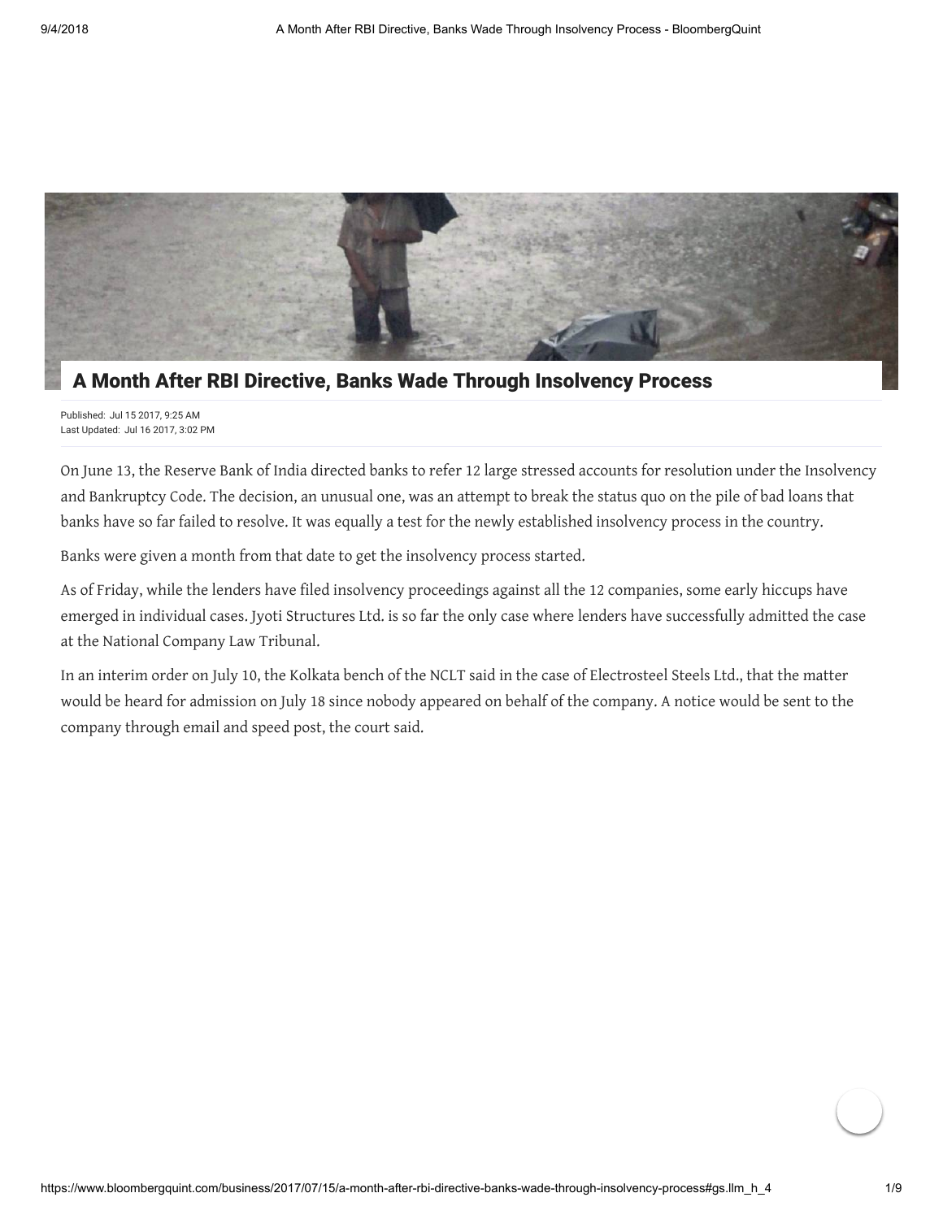# A Month After RBI Directive, Banks Wade Through Insolvency Process

Published: Jul 15 2017, 9:25 AM
Last Updated: Jul 16 2017, 3:02 PM

On June 13, the Reserve Bank of India directed banks to refer 12 large stressed accounts for resolution under the Insolvency and Bankruptcy Code. The decision, an unusual one, was an attempt to break the status quo on the pile of bad loans that banks have so far failed to resolve. It was equally a test for the newly established insolvency process in the country.

Banks were given a month from that date to get the insolvency process started.

As of Friday, while the lenders have filed insolvency proceedings against all the 12 companies, some early hiccups have emerged in individual cases. Jyoti Structures Ltd. is so far the only case where lenders have successfully admitted the case at the National Company Law Tribunal.

In an interim order on July 10, the Kolkata bench of the NCLT said in the case of Electrosteel Steels Ltd., that the matter would be heard for admission on July 18 since nobody appeared on behalf of the company. A notice would be sent to the company through email and speed post, the court said.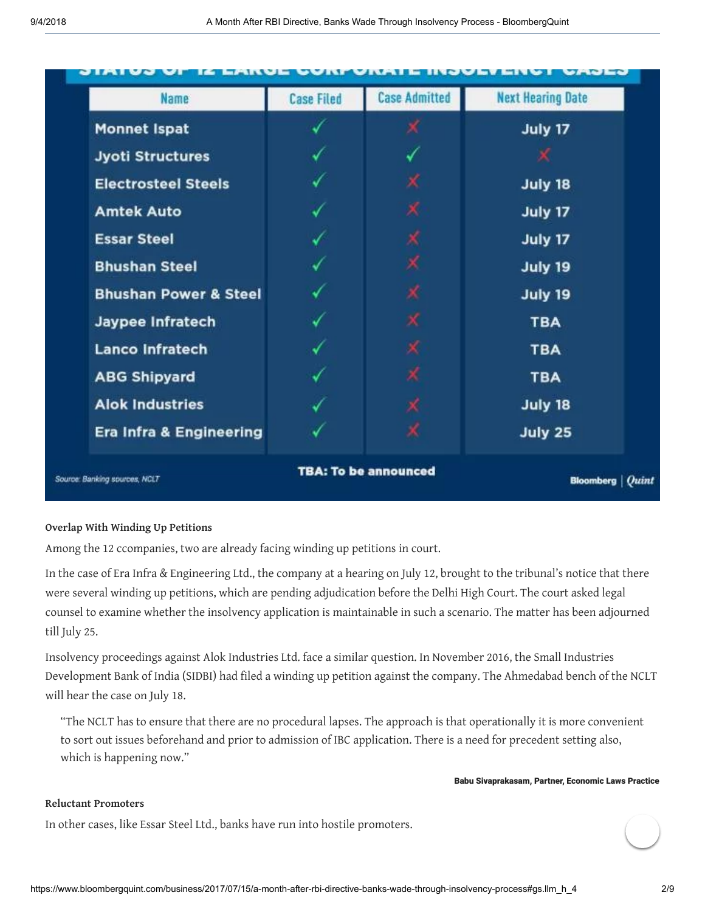STATUS OF 12 LARGE CORPORATE INSOLVENCY CASES

| Name | Case Filed | Case Admitted | Next Hearing Date |
| --- | --- | --- | --- |
| Monnet Ispat | ✓ | ✗ | July 17 |
| Jyoti Structures | ✓ | ✓ | ✗ |
| Electrosteel Steels | ✓ | ✗ | July 18 |
| Amtek Auto | ✓ | ✗ | July 17 |
| Essar Steel | ✓ | ✗ | July 17 |
| Bhushan Steel | ✓ | ✗ | July 19 |
| Bhushan Power & Steel | ✓ | ✗ | July 19 |
| Jaypee Infratech | ✓ | ✗ | TBA |
| Lanco Infratech | ✓ | ✗ | TBA |
| ABG Shipyard | ✓ | ✗ | TBA |
| Alok Industries | ✓ | ✗ | July 18 |
| Era Infra & Engineering | ✓ | ✗ | July 25 |

TBA: To be announced

Source: Banking sources, NCLT

Bloomberg | Quint

**Overlap With Winding Up Petitions**

Among the 12 ccompanies, two are already facing winding up petitions in court.

In the case of Era Infra & Engineering Ltd., the company at a hearing on July 12, brought to the tribunal's notice that there were several winding up petitions, which are pending adjudication before the Delhi High Court. The court asked legal counsel to examine whether the insolvency application is maintainable in such a scenario. The matter has been adjourned till July 25.

Insolvency proceedings against Alok Industries Ltd. face a similar question. In November 2016, the Small Industries Development Bank of India (SIDBI) had filed a winding up petition against the company. The Ahmedabad bench of the NCLT will hear the case on July 18.

> "The NCLT has to ensure that there are no procedural lapses. The approach is that operationally it is more convenient to sort out issues beforehand and prior to admission of IBC application. There is a need for precedent setting also, which is happening now."
>
> **Babu Sivaprakasam, Partner, Economic Laws Practice**

**Reluctant Promoters**

In other cases, like Essar Steel Ltd., banks have run into hostile promoters.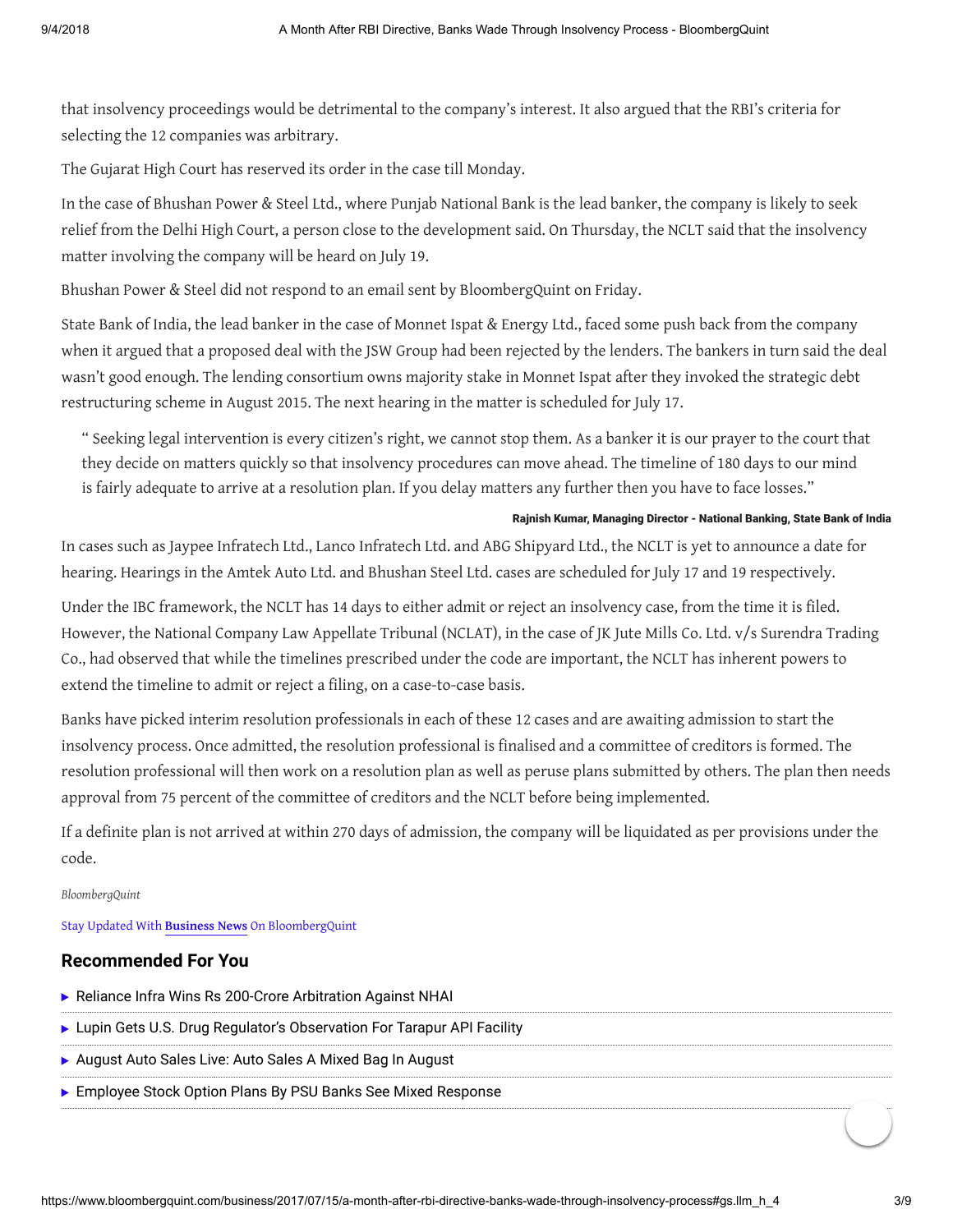that insolvency proceedings would be detrimental to the company's interest. It also argued that the RBI's criteria for selecting the 12 companies was arbitrary.

The Gujarat High Court has reserved its order in the case till Monday.

In the case of Bhushan Power & Steel Ltd., where Punjab National Bank is the lead banker, the company is likely to seek relief from the Delhi High Court, a person close to the development said. On Thursday, the NCLT said that the insolvency matter involving the company will be heard on July 19.

Bhushan Power & Steel did not respond to an email sent by BloombergQuint on Friday.

State Bank of India, the lead banker in the case of Monnet Ispat & Energy Ltd., faced some push back from the company when it argued that a proposed deal with the JSW Group had been rejected by the lenders. The bankers in turn said the deal wasn't good enough. The lending consortium owns majority stake in Monnet Ispat after they invoked the strategic debt restructuring scheme in August 2015. The next hearing in the matter is scheduled for July 17.

> " Seeking legal intervention is every citizen's right, we cannot stop them. As a banker it is our prayer to the court that they decide on matters quickly so that insolvency procedures can move ahead. The timeline of 180 days to our mind is fairly adequate to arrive at a resolution plan. If you delay matters any further then you have to face losses."
>
> **Rajnish Kumar, Managing Director - National Banking, State Bank of India**

In cases such as Jaypee Infratech Ltd., Lanco Infratech Ltd. and ABG Shipyard Ltd., the NCLT is yet to announce a date for hearing. Hearings in the Amtek Auto Ltd. and Bhushan Steel Ltd. cases are scheduled for July 17 and 19 respectively.

Under the IBC framework, the NCLT has 14 days to either admit or reject an insolvency case, from the time it is filed. However, the National Company Law Appellate Tribunal (NCLAT), in the case of JK Jute Mills Co. Ltd. v/s Surendra Trading Co., had observed that while the timelines prescribed under the code are important, the NCLT has inherent powers to extend the timeline to admit or reject a filing, on a case-to-case basis.

Banks have picked interim resolution professionals in each of these 12 cases and are awaiting admission to start the insolvency process. Once admitted, the resolution professional is finalised and a committee of creditors is formed. The resolution professional will then work on a resolution plan as well as peruse plans submitted by others. The plan then needs approval from 75 percent of the committee of creditors and the NCLT before being implemented.

If a definite plan is not arrived at within 270 days of admission, the company will be liquidated as per provisions under the code.

*BloombergQuint*

Stay Updated With **Business News** On BloombergQuint

## Recommended For You

- Reliance Infra Wins Rs 200-Crore Arbitration Against NHAI
- Lupin Gets U.S. Drug Regulator's Observation For Tarapur API Facility
- August Auto Sales Live: Auto Sales A Mixed Bag In August
- Employee Stock Option Plans By PSU Banks See Mixed Response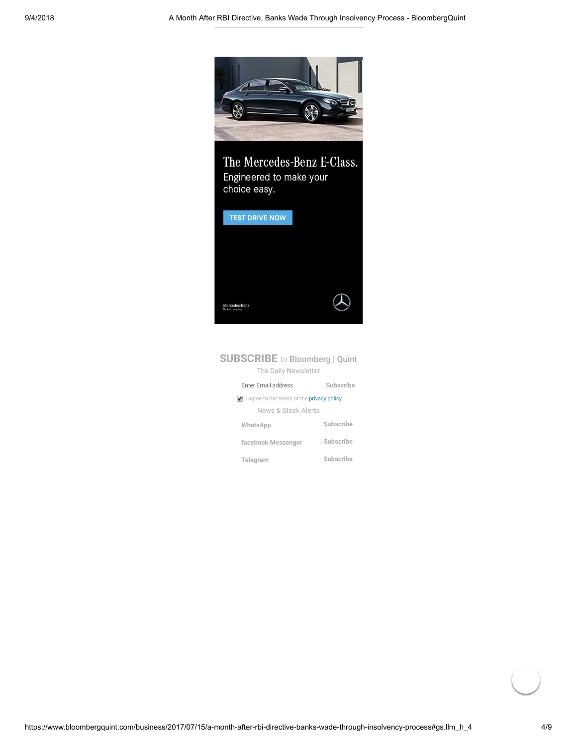The Mercedes-Benz E-Class.
Engineered to make your choice easy.

TEST DRIVE NOW

Mercedes-Benz

**SUBSCRIBE** to Bloomberg | Quint

The Daily Newsletter

Enter Email address | Subscribe

I agree to the terms of the privacy policy

News & Stock Alerts

WhatsApp | Subscribe

facebook Messenger | Subscribe

Telegram | Subscribe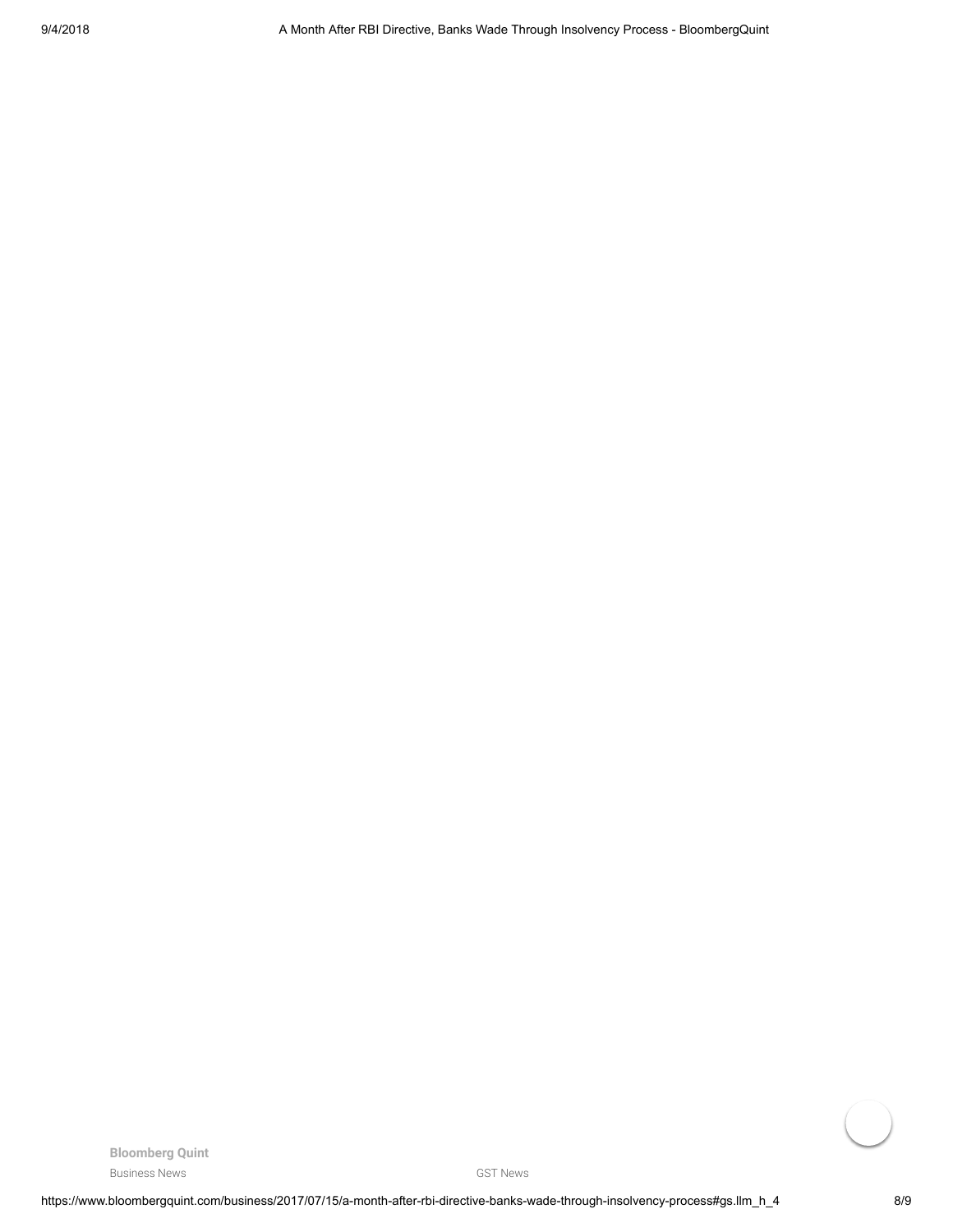**Bloomberg Quint**

Business News

GST News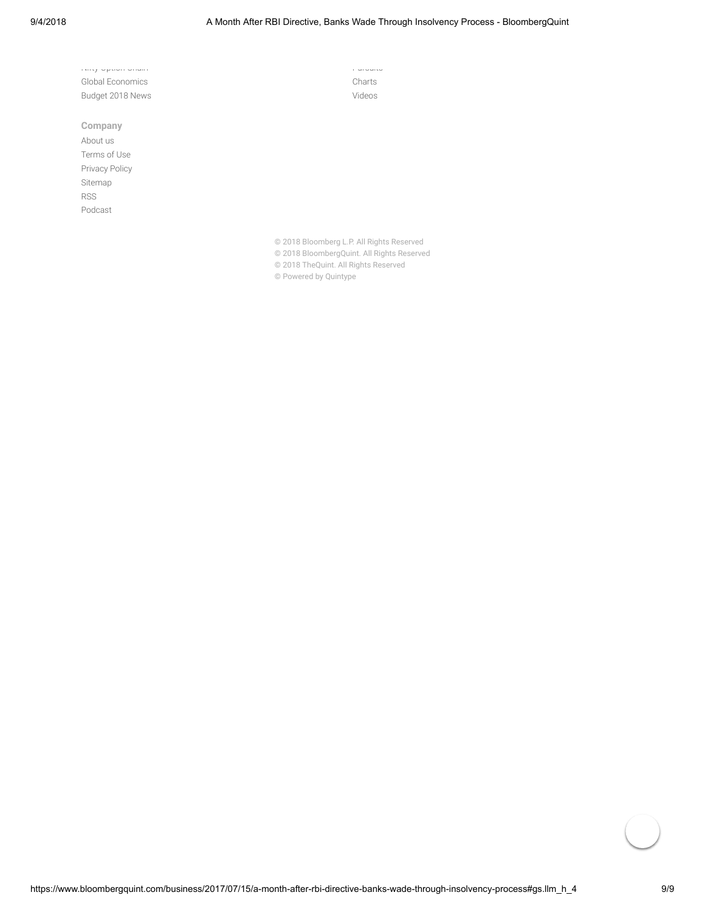Nifty Option Chain
Global Economics
Budget 2018 News

Results
Charts
Videos

**Company**

About us
Terms of Use
Privacy Policy
Sitemap
RSS
Podcast

© 2018 Bloomberg L.P. All Rights Reserved
© 2018 BloombergQuint. All Rights Reserved
© 2018 TheQuint. All Rights Reserved
© Powered by Quintype